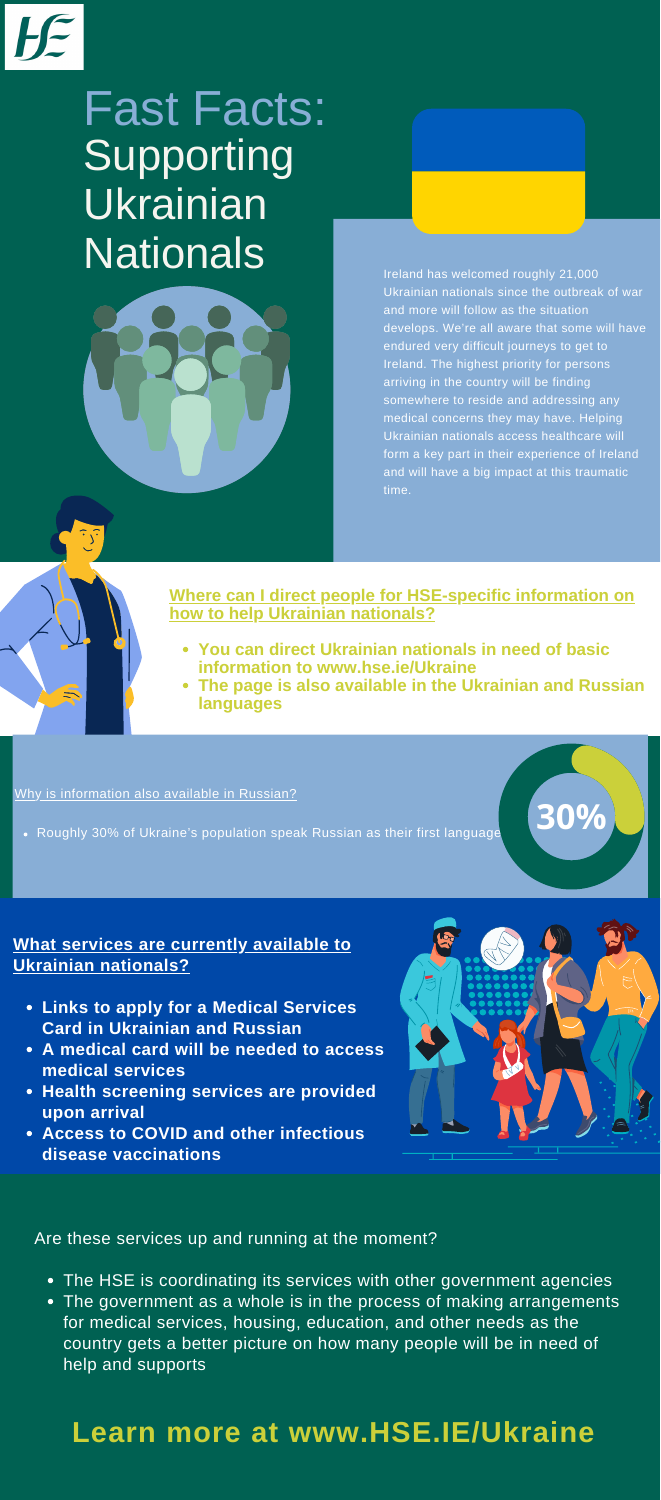# Fast Facts: Supporting Ukrainian Nationals

Ireland has welcomed roughly 21,000 Ukrainian nationals since the outbreak of war and more will follow as the situation develops. We're all aware that some will have endured very difficult journeys to get to Ireland. The highest priority for persons arriving in the country will be finding somewhere to reside and addressing any medical concerns they may have. Helping Ukrainian nationals access healthcare will form a key part in their experience of Ireland and will have a big impact at this traumatic time.

## Where can I direct people for HSE-specific information on how to help Ukrainian nationals?

- **You can direct Ukrainian nationals in need of basic information to www.hse.ie/Ukraine**
- **The page is also available in the Ukrainian and Russian languages**

### Why is information also available in Russian?

- Roughly 30% of Ukraine's population speak Russian as their first language

30%

## What services are currently available to Ukrainian nationals?

- **Links to apply for a Medical Services Card in Ukrainian and Russian**
- **A medical card will be needed to access medical services**
- **Health screening services are provided upon arrival**
- **Access to COVID and other infectious disease vaccinations**

### Are these services up and running at the moment?

- The HSE is coordinating its services with other government agencies
- The government as a whole is in the process of making arrangements for medical services, housing, education, and other needs as the country gets a better picture on how many people will be in need of help and supports

## Learn more at www.HSE.IE/Ukraine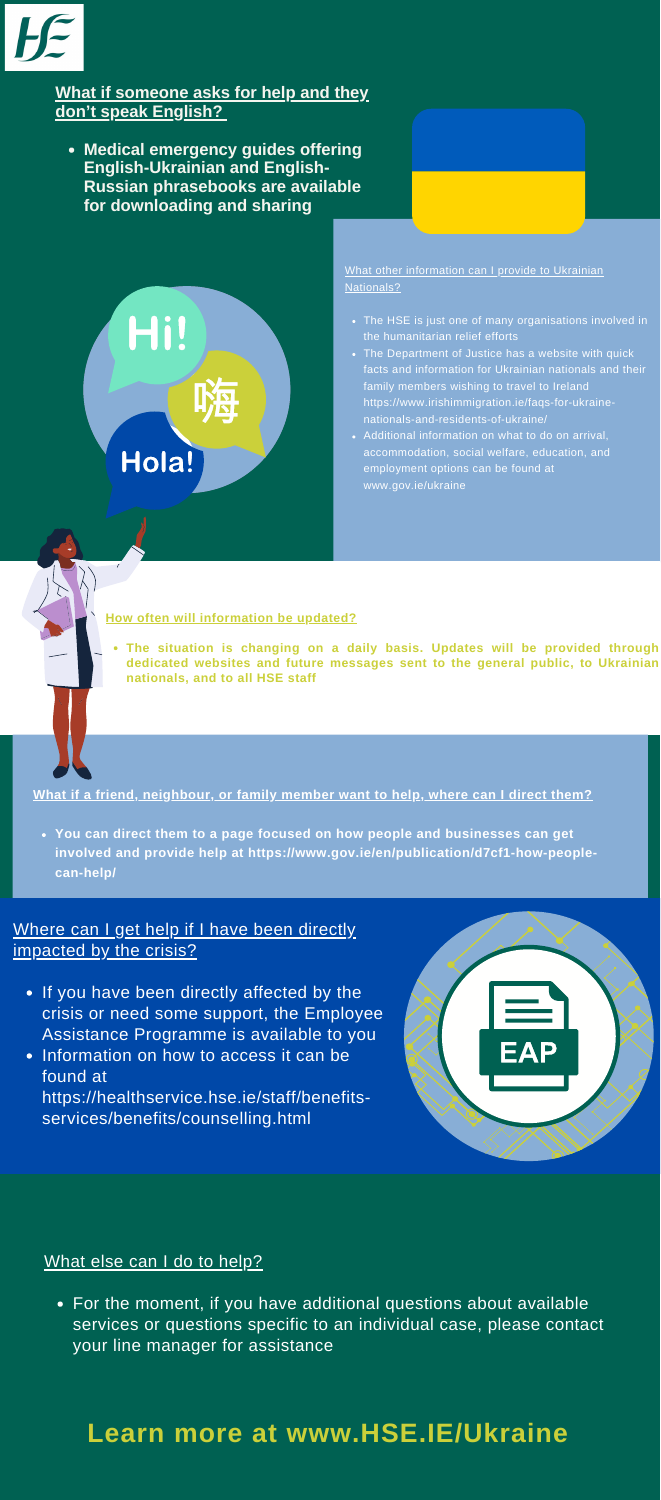## What if someone asks for help and they don't speak English?

- **Medical emergency guides offering English-Ukrainian and English-Russian phrasebooks are available for downloading and sharing**

Hi!

嗨

Hola!

## What other information can I provide to Ukrainian Nationals?

- The HSE is just one of many organisations involved in the humanitarian relief efforts
- The Department of Justice has a website with quick facts and information for Ukrainian nationals and their family members wishing to travel to Ireland https://www.irishimmigration.ie/faqs-for-ukraine-nationals-and-residents-of-ukraine/
- Additional information on what to do on arrival, accommodation, social welfare, education, and employment options can be found at www.gov.ie/ukraine

## How often will information be updated?

- **The situation is changing on a daily basis. Updates will be provided through dedicated websites and future messages sent to the general public, to Ukrainian nationals, and to all HSE staff**

## What if a friend, neighbour, or family member want to help, where can I direct them?

- **You can direct them to a page focused on how people and businesses can get involved and provide help at https://www.gov.ie/en/publication/d7cf1-how-people-can-help/**

## Where can I get help if I have been directly impacted by the crisis?

- If you have been directly affected by the crisis or need some support, the Employee Assistance Programme is available to you
- Information on how to access it can be found at https://healthservice.hse.ie/staff/benefits-services/benefits/counselling.html

EAP

## What else can I do to help?

- For the moment, if you have additional questions about available services or questions specific to an individual case, please contact your line manager for assistance

# Learn more at www.HSE.IE/Ukraine